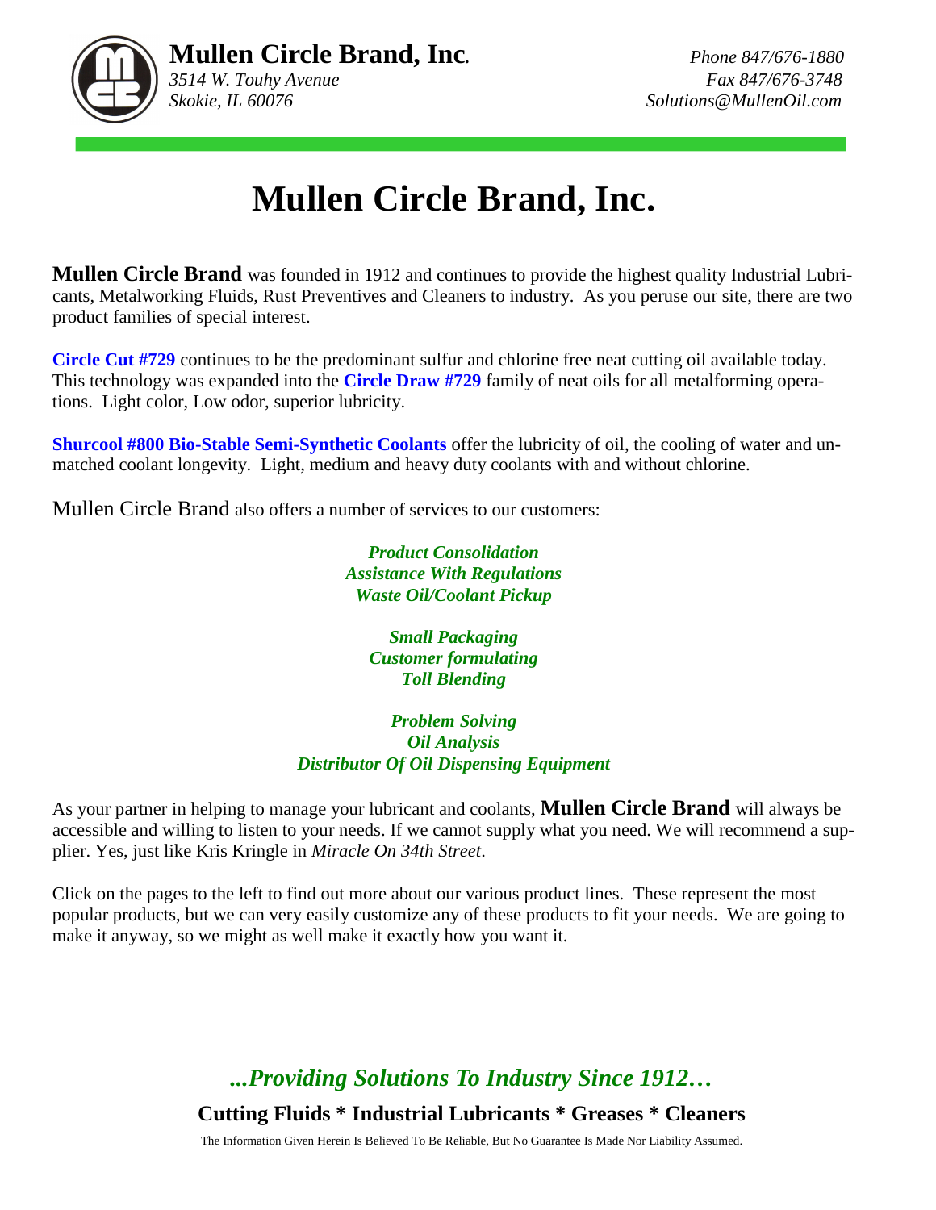**Mullen Circle Brand, Inc.**
*3514 W. Touhy Avenue*
*Skokie, IL 60076*

*Phone 847/676-1880*
*Fax 847/676-3748*
*Solutions@MullenOil.com*

# Mullen Circle Brand, Inc.

**Mullen Circle Brand** was founded in 1912 and continues to provide the highest quality Industrial Lubricants, Metalworking Fluids, Rust Preventives and Cleaners to industry. As you peruse our site, there are two product families of special interest.

**Circle Cut #729** continues to be the predominant sulfur and chlorine free neat cutting oil available today. This technology was expanded into the **Circle Draw #729** family of neat oils for all metalforming operations. Light color, Low odor, superior lubricity.

**Shurcool #800 Bio-Stable Semi-Synthetic Coolants** offer the lubricity of oil, the cooling of water and unmatched coolant longevity. Light, medium and heavy duty coolants with and without chlorine.

Mullen Circle Brand also offers a number of services to our customers:

***Product Consolidation***
***Assistance With Regulations***
***Waste Oil/Coolant Pickup***

***Small Packaging***
***Customer formulating***
***Toll Blending***

***Problem Solving***
***Oil Analysis***
***Distributor Of Oil Dispensing Equipment***

As your partner in helping to manage your lubricant and coolants, **Mullen Circle Brand** will always be accessible and willing to listen to your needs. If we cannot supply what you need. We will recommend a supplier. Yes, just like Kris Kringle in *Miracle On 34th Street*.

Click on the pages to the left to find out more about our various product lines. These represent the most popular products, but we can very easily customize any of these products to fit your needs. We are going to make it anyway, so we might as well make it exactly how you want it.

***...Providing Solutions To Industry Since 1912…***

**Cutting Fluids * Industrial Lubricants * Greases * Cleaners**

The Information Given Herein Is Believed To Be Reliable, But No Guarantee Is Made Nor Liability Assumed.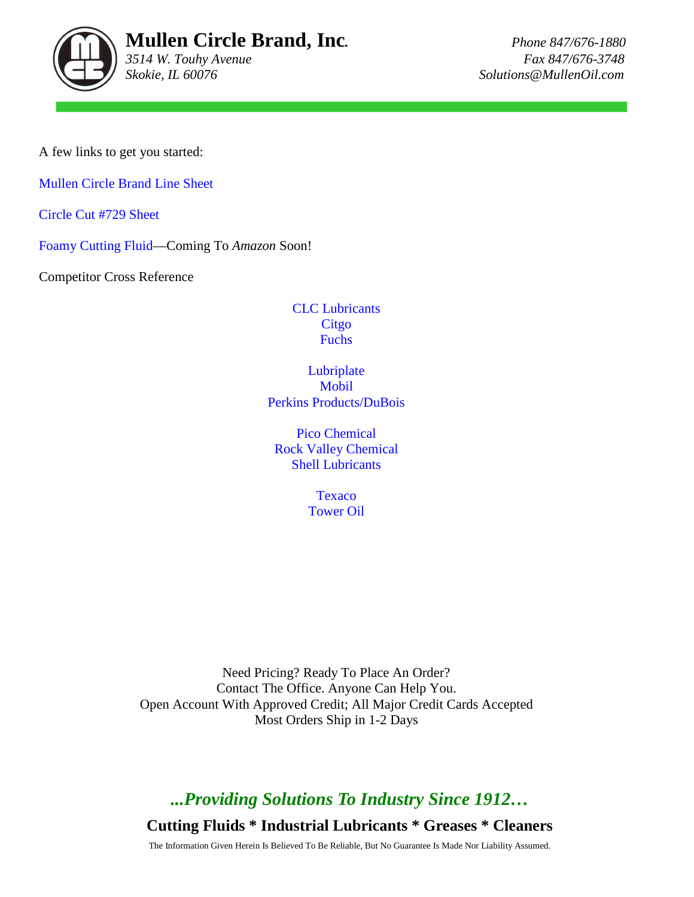# Mullen Circle Brand, Inc.

*3514 W. Touhy Avenue*
*Skokie, IL 60076*

*Phone 847/676-1880*
*Fax 847/676-3748*
*Solutions@MullenOil.com*

A few links to get you started:

Mullen Circle Brand Line Sheet

Circle Cut #729 Sheet

Foamy Cutting Fluid—Coming To *Amazon* Soon!

Competitor Cross Reference

CLC Lubricants
Citgo
Fuchs

Lubriplate
Mobil
Perkins Products/DuBois

Pico Chemical
Rock Valley Chemical
Shell Lubricants

Texaco
Tower Oil

Need Pricing? Ready To Place An Order?
Contact The Office. Anyone Can Help You.
Open Account With Approved Credit; All Major Credit Cards Accepted
Most Orders Ship in 1-2 Days

***...Providing Solutions To Industry Since 1912…***

**Cutting Fluids * Industrial Lubricants * Greases * Cleaners**

The Information Given Herein Is Believed To Be Reliable, But No Guarantee Is Made Nor Liability Assumed.